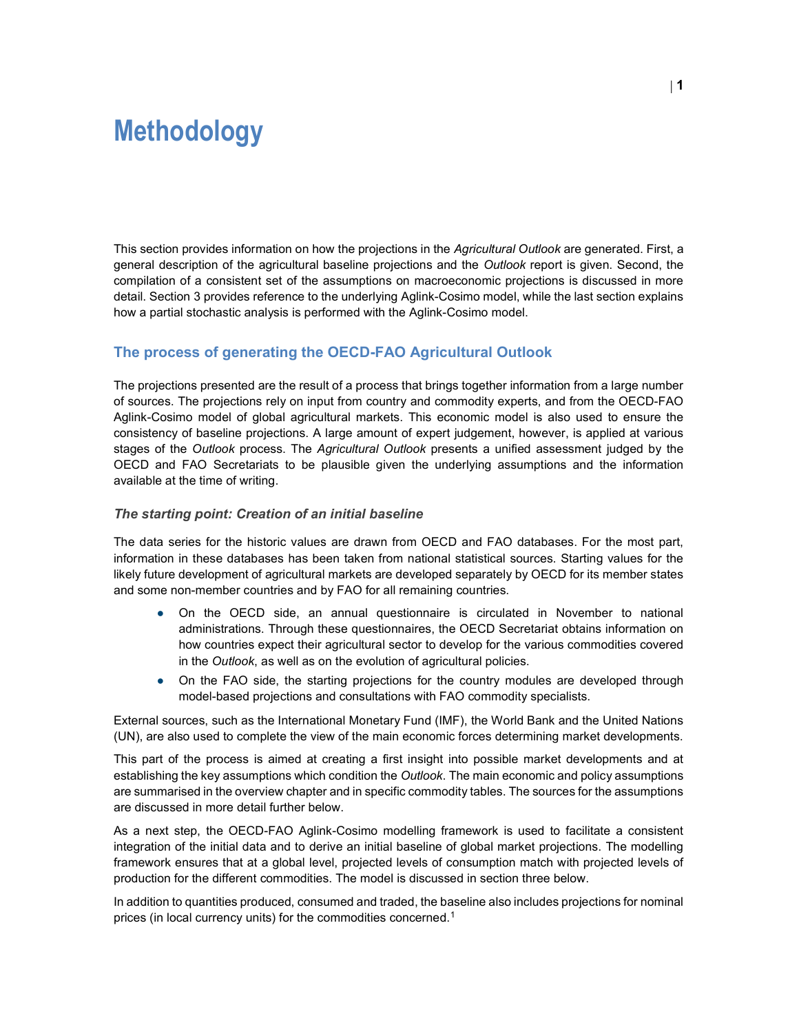# Methodology

This section provides information on how the projections in the *Agricultural Outlook* are generated. First, a general description of the agricultural baseline projections and the *Outlook* report is given. Second, the compilation of a consistent set of the assumptions on macroeconomic projections is discussed in more detail. Section 3 provides reference to the underlying Aglink-Cosimo model, while the last section explains how a partial stochastic analysis is performed with the Aglink-Cosimo model.

## The process of generating the OECD-FAO Agricultural Outlook

The projections presented are the result of a process that brings together information from a large number of sources. The projections rely on input from country and commodity experts, and from the OECD-FAO Aglink-Cosimo model of global agricultural markets. This economic model is also used to ensure the consistency of baseline projections. A large amount of expert judgement, however, is applied at various stages of the *Outlook* process. The *Agricultural Outlook* presents a unified assessment judged by the OECD and FAO Secretariats to be plausible given the underlying assumptions and the information available at the time of writing.

### *The starting point: Creation of an initial baseline*

The data series for the historic values are drawn from OECD and FAO databases. For the most part, information in these databases has been taken from national statistical sources. Starting values for the likely future development of agricultural markets are developed separately by OECD for its member states and some non-member countries and by FAO for all remaining countries.

- On the OECD side, an annual questionnaire is circulated in November to national administrations. Through these questionnaires, the OECD Secretariat obtains information on how countries expect their agricultural sector to develop for the various commodities covered in the *Outlook*, as well as on the evolution of agricultural policies.
- On the FAO side, the starting projections for the country modules are developed through model-based projections and consultations with FAO commodity specialists.

External sources, such as the International Monetary Fund (IMF), the World Bank and the United Nations (UN), are also used to complete the view of the main economic forces determining market developments.

This part of the process is aimed at creating a first insight into possible market developments and at establishing the key assumptions which condition the *Outlook*. The main economic and policy assumptions are summarised in the overview chapter and in specific commodity tables. The sources for the assumptions are discussed in more detail further below.

As a next step, the OECD-FAO Aglink-Cosimo modelling framework is used to facilitate a consistent integration of the initial data and to derive an initial baseline of global market projections. The modelling framework ensures that at a global level, projected levels of consumption match with projected levels of production for the different commodities. The model is discussed in section three below.

In addition to quantities produced, consumed and traded, the baseline also includes projections for nominal prices (in local currency units) for the commodities concerned.[1]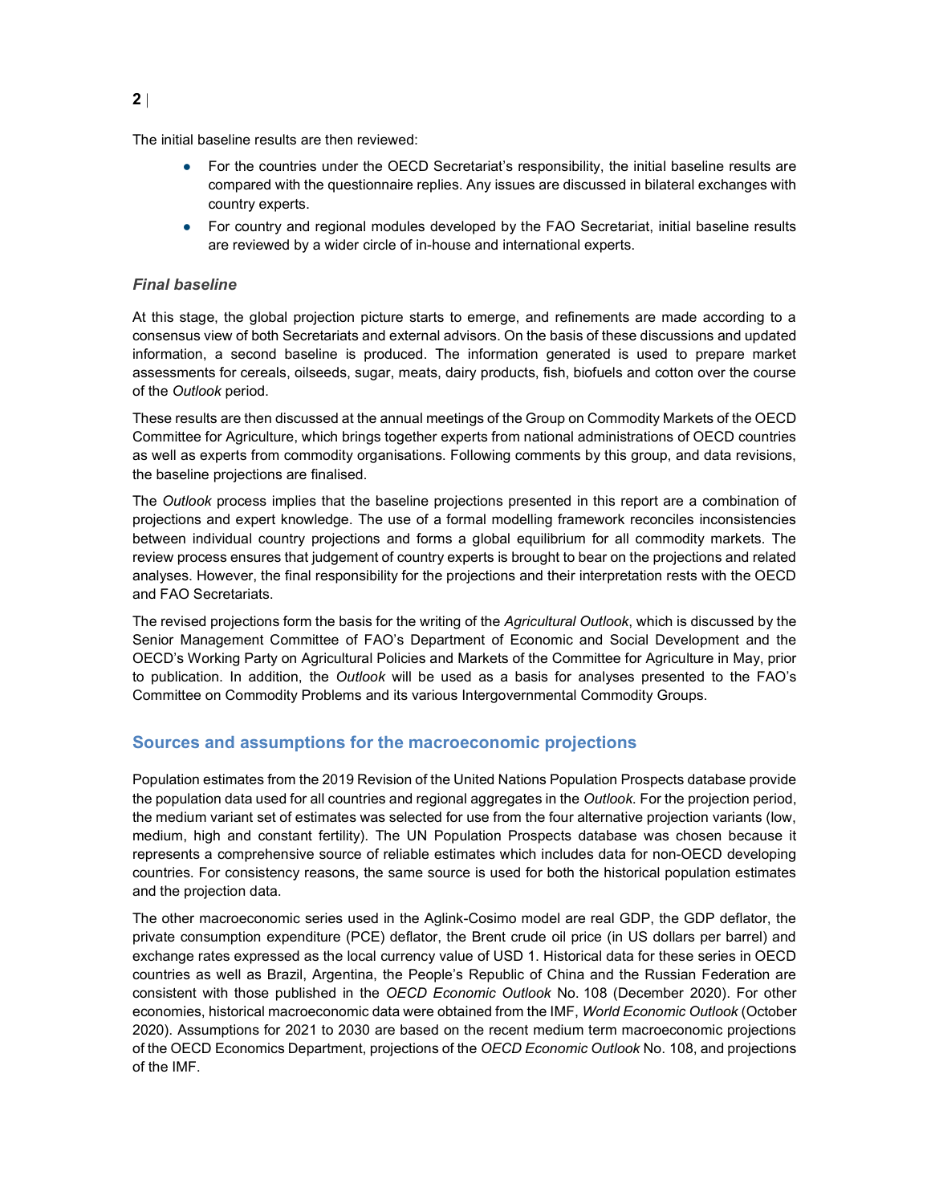The initial baseline results are then reviewed:

- For the countries under the OECD Secretariat's responsibility, the initial baseline results are compared with the questionnaire replies. Any issues are discussed in bilateral exchanges with country experts.
- For country and regional modules developed by the FAO Secretariat, initial baseline results are reviewed by a wider circle of in-house and international experts.

### *Final baseline*

At this stage, the global projection picture starts to emerge, and refinements are made according to a consensus view of both Secretariats and external advisors. On the basis of these discussions and updated information, a second baseline is produced. The information generated is used to prepare market assessments for cereals, oilseeds, sugar, meats, dairy products, fish, biofuels and cotton over the course of the *Outlook* period.

These results are then discussed at the annual meetings of the Group on Commodity Markets of the OECD Committee for Agriculture, which brings together experts from national administrations of OECD countries as well as experts from commodity organisations. Following comments by this group, and data revisions, the baseline projections are finalised.

The *Outlook* process implies that the baseline projections presented in this report are a combination of projections and expert knowledge. The use of a formal modelling framework reconciles inconsistencies between individual country projections and forms a global equilibrium for all commodity markets. The review process ensures that judgement of country experts is brought to bear on the projections and related analyses. However, the final responsibility for the projections and their interpretation rests with the OECD and FAO Secretariats.

The revised projections form the basis for the writing of the *Agricultural Outlook*, which is discussed by the Senior Management Committee of FAO's Department of Economic and Social Development and the OECD's Working Party on Agricultural Policies and Markets of the Committee for Agriculture in May, prior to publication. In addition, the *Outlook* will be used as a basis for analyses presented to the FAO's Committee on Commodity Problems and its various Intergovernmental Commodity Groups.

## Sources and assumptions for the macroeconomic projections

Population estimates from the 2019 Revision of the United Nations Population Prospects database provide the population data used for all countries and regional aggregates in the *Outlook*. For the projection period, the medium variant set of estimates was selected for use from the four alternative projection variants (low, medium, high and constant fertility). The UN Population Prospects database was chosen because it represents a comprehensive source of reliable estimates which includes data for non-OECD developing countries. For consistency reasons, the same source is used for both the historical population estimates and the projection data.

The other macroeconomic series used in the Aglink-Cosimo model are real GDP, the GDP deflator, the private consumption expenditure (PCE) deflator, the Brent crude oil price (in US dollars per barrel) and exchange rates expressed as the local currency value of USD 1. Historical data for these series in OECD countries as well as Brazil, Argentina, the People's Republic of China and the Russian Federation are consistent with those published in the *OECD Economic Outlook* No. 108 (December 2020). For other economies, historical macroeconomic data were obtained from the IMF, *World Economic Outlook* (October 2020). Assumptions for 2021 to 2030 are based on the recent medium term macroeconomic projections of the OECD Economics Department, projections of the *OECD Economic Outlook* No. 108, and projections of the IMF.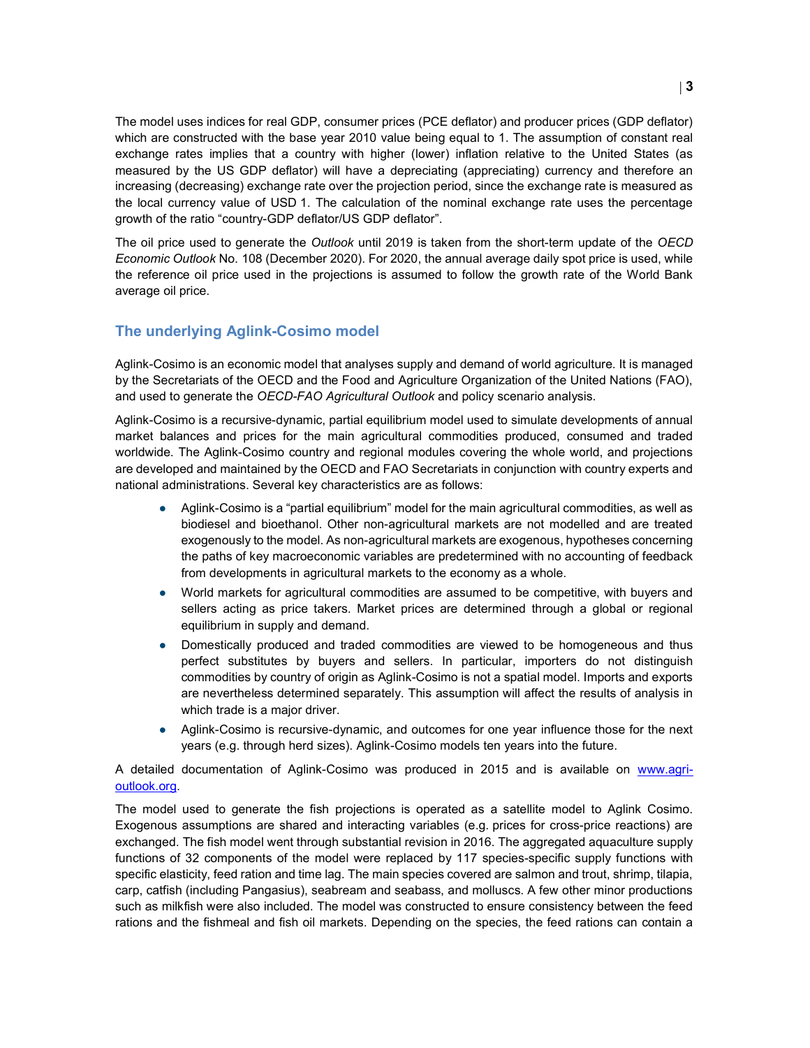The model uses indices for real GDP, consumer prices (PCE deflator) and producer prices (GDP deflator) which are constructed with the base year 2010 value being equal to 1. The assumption of constant real exchange rates implies that a country with higher (lower) inflation relative to the United States (as measured by the US GDP deflator) will have a depreciating (appreciating) currency and therefore an increasing (decreasing) exchange rate over the projection period, since the exchange rate is measured as the local currency value of USD 1. The calculation of the nominal exchange rate uses the percentage growth of the ratio "country-GDP deflator/US GDP deflator".

The oil price used to generate the *Outlook* until 2019 is taken from the short-term update of the *OECD Economic Outlook* No. 108 (December 2020). For 2020, the annual average daily spot price is used, while the reference oil price used in the projections is assumed to follow the growth rate of the World Bank average oil price.

## The underlying Aglink-Cosimo model

Aglink-Cosimo is an economic model that analyses supply and demand of world agriculture. It is managed by the Secretariats of the OECD and the Food and Agriculture Organization of the United Nations (FAO), and used to generate the *OECD-FAO Agricultural Outlook* and policy scenario analysis.

Aglink-Cosimo is a recursive-dynamic, partial equilibrium model used to simulate developments of annual market balances and prices for the main agricultural commodities produced, consumed and traded worldwide. The Aglink-Cosimo country and regional modules covering the whole world, and projections are developed and maintained by the OECD and FAO Secretariats in conjunction with country experts and national administrations. Several key characteristics are as follows:

- Aglink-Cosimo is a "partial equilibrium" model for the main agricultural commodities, as well as biodiesel and bioethanol. Other non-agricultural markets are not modelled and are treated exogenously to the model. As non-agricultural markets are exogenous, hypotheses concerning the paths of key macroeconomic variables are predetermined with no accounting of feedback from developments in agricultural markets to the economy as a whole.
- World markets for agricultural commodities are assumed to be competitive, with buyers and sellers acting as price takers. Market prices are determined through a global or regional equilibrium in supply and demand.
- Domestically produced and traded commodities are viewed to be homogeneous and thus perfect substitutes by buyers and sellers. In particular, importers do not distinguish commodities by country of origin as Aglink-Cosimo is not a spatial model. Imports and exports are nevertheless determined separately. This assumption will affect the results of analysis in which trade is a major driver.
- Aglink-Cosimo is recursive-dynamic, and outcomes for one year influence those for the next years (e.g. through herd sizes). Aglink-Cosimo models ten years into the future.

A detailed documentation of Aglink-Cosimo was produced in 2015 and is available on [www.agri-outlook.org](www.agri-outlook.org).

The model used to generate the fish projections is operated as a satellite model to Aglink Cosimo. Exogenous assumptions are shared and interacting variables (e.g. prices for cross-price reactions) are exchanged. The fish model went through substantial revision in 2016. The aggregated aquaculture supply functions of 32 components of the model were replaced by 117 species-specific supply functions with specific elasticity, feed ration and time lag. The main species covered are salmon and trout, shrimp, tilapia, carp, catfish (including Pangasius), seabream and seabass, and molluscs. A few other minor productions such as milkfish were also included. The model was constructed to ensure consistency between the feed rations and the fishmeal and fish oil markets. Depending on the species, the feed rations can contain a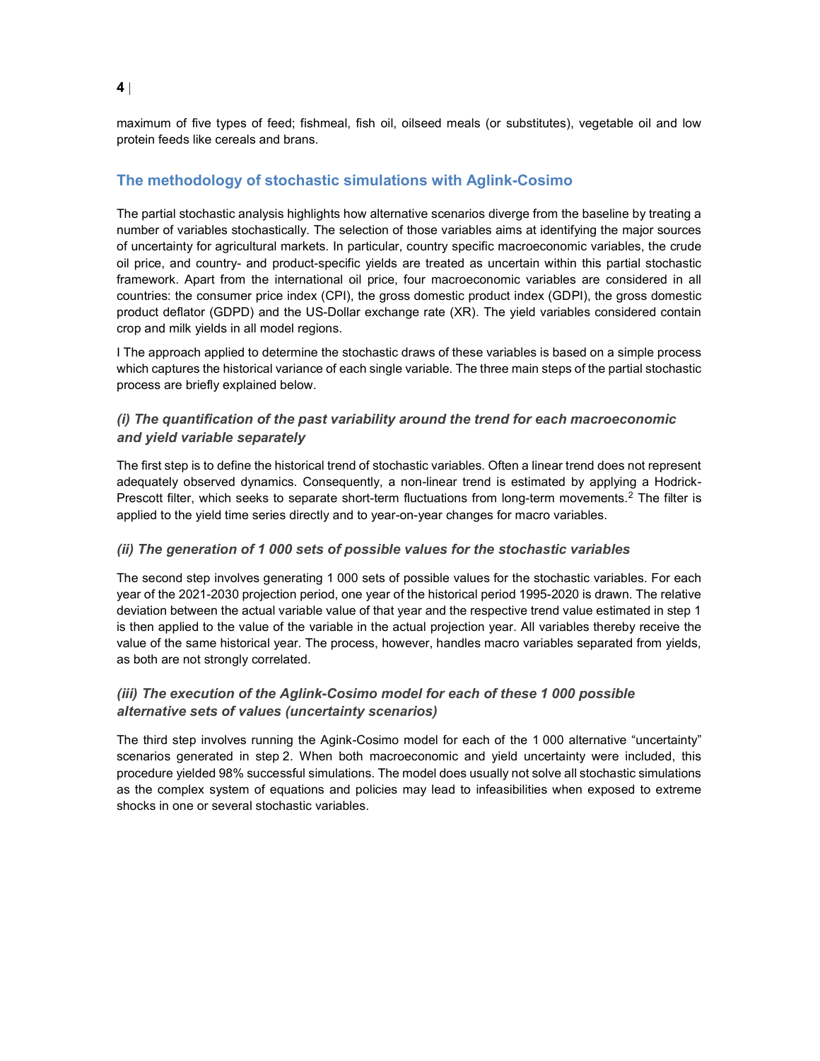maximum of five types of feed; fishmeal, fish oil, oilseed meals (or substitutes), vegetable oil and low protein feeds like cereals and brans.

## The methodology of stochastic simulations with Aglink-Cosimo

The partial stochastic analysis highlights how alternative scenarios diverge from the baseline by treating a number of variables stochastically. The selection of those variables aims at identifying the major sources of uncertainty for agricultural markets. In particular, country specific macroeconomic variables, the crude oil price, and country- and product-specific yields are treated as uncertain within this partial stochastic framework. Apart from the international oil price, four macroeconomic variables are considered in all countries: the consumer price index (CPI), the gross domestic product index (GDPI), the gross domestic product deflator (GDPD) and the US-Dollar exchange rate (XR). The yield variables considered contain crop and milk yields in all model regions.

I The approach applied to determine the stochastic draws of these variables is based on a simple process which captures the historical variance of each single variable. The three main steps of the partial stochastic process are briefly explained below.

### *(i) The quantification of the past variability around the trend for each macroeconomic and yield variable separately*

The first step is to define the historical trend of stochastic variables. Often a linear trend does not represent adequately observed dynamics. Consequently, a non-linear trend is estimated by applying a Hodrick-Prescott filter, which seeks to separate short-term fluctuations from long-term movements.[2] The filter is applied to the yield time series directly and to year-on-year changes for macro variables.

### *(ii) The generation of 1 000 sets of possible values for the stochastic variables*

The second step involves generating 1 000 sets of possible values for the stochastic variables. For each year of the 2021-2030 projection period, one year of the historical period 1995-2020 is drawn. The relative deviation between the actual variable value of that year and the respective trend value estimated in step 1 is then applied to the value of the variable in the actual projection year. All variables thereby receive the value of the same historical year. The process, however, handles macro variables separated from yields, as both are not strongly correlated.

### *(iii) The execution of the Aglink-Cosimo model for each of these 1 000 possible alternative sets of values (uncertainty scenarios)*

The third step involves running the Agink-Cosimo model for each of the 1 000 alternative "uncertainty" scenarios generated in step 2. When both macroeconomic and yield uncertainty were included, this procedure yielded 98% successful simulations. The model does usually not solve all stochastic simulations as the complex system of equations and policies may lead to infeasibilities when exposed to extreme shocks in one or several stochastic variables.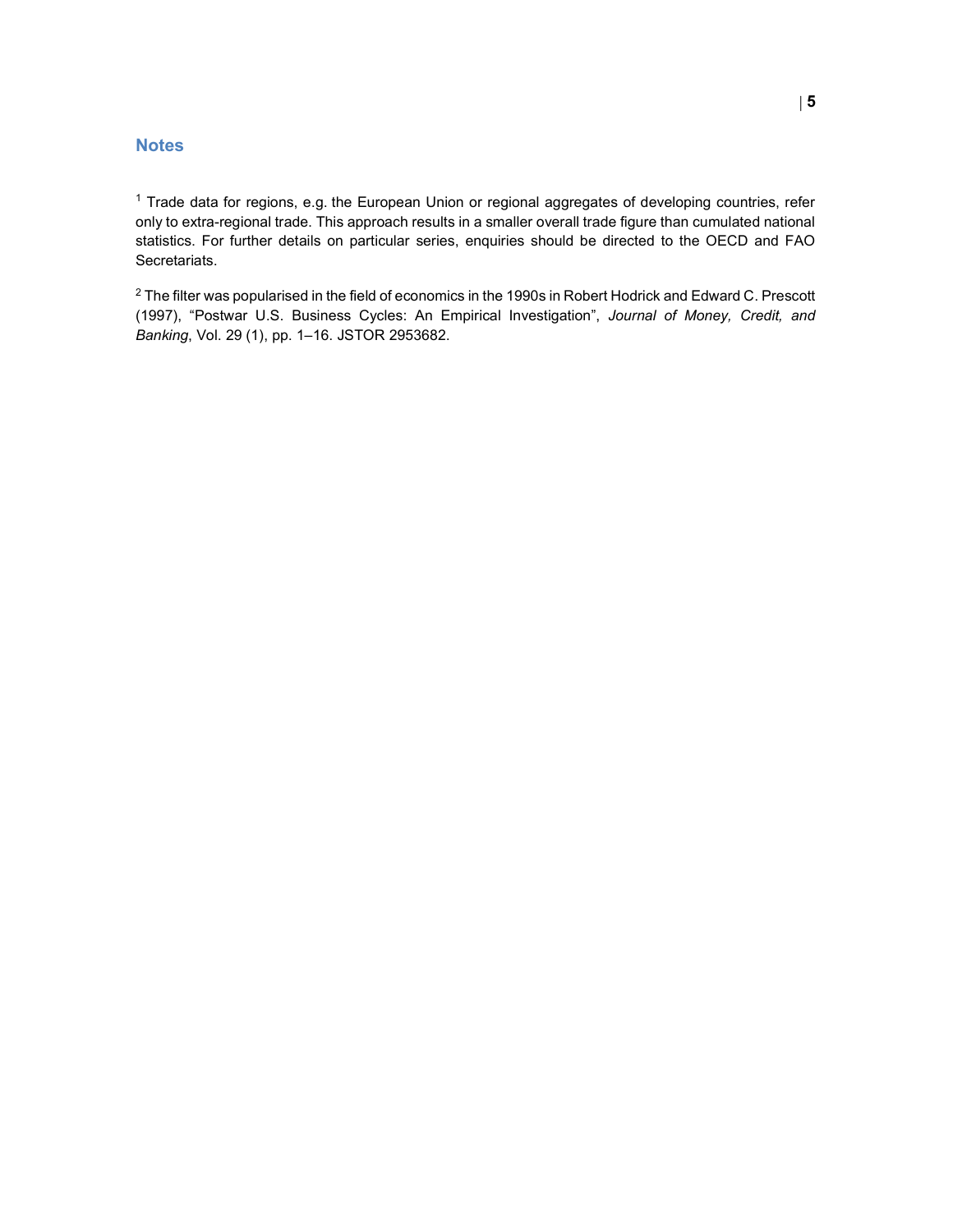## Notes

[1] Trade data for regions, e.g. the European Union or regional aggregates of developing countries, refer only to extra-regional trade. This approach results in a smaller overall trade figure than cumulated national statistics. For further details on particular series, enquiries should be directed to the OECD and FAO Secretariats.

[2] The filter was popularised in the field of economics in the 1990s in Robert Hodrick and Edward C. Prescott (1997), "Postwar U.S. Business Cycles: An Empirical Investigation", *Journal of Money, Credit, and Banking*, Vol. 29 (1), pp. 1–16. JSTOR 2953682.